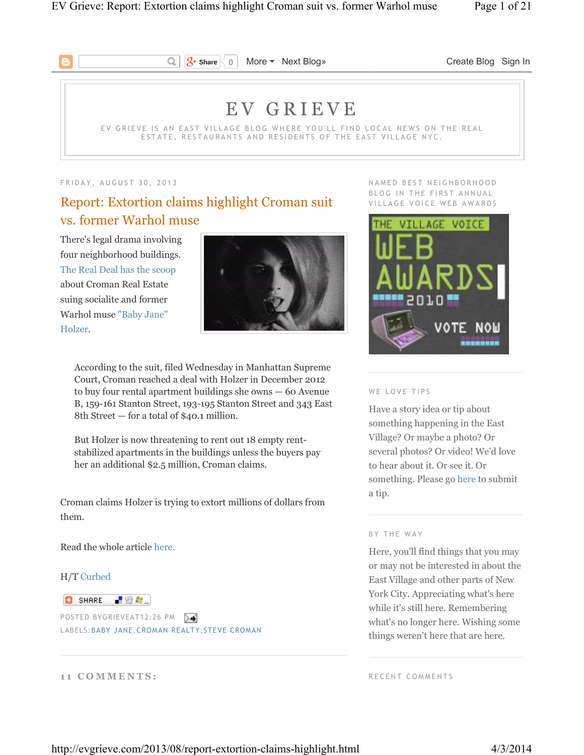# EV GRIEVE

EV GRIEVE IS AN EAST VILLAGE BLOG WHERE YOU'LL FIND LOCAL NEWS ON THE REAL ESTATE, RESTAURANTS AND RESIDENTS OF THE EAST VILLAGE NYC.

FRIDAY, AUGUST 30, 2013

## Report: Extortion claims highlight Croman suit vs. former Warhol muse

There's legal drama involving four neighborhood buildings. The Real Deal has the scoop about Croman Real Estate suing socialite and former Warhol muse "Baby Jane" Holzer.

> According to the suit, filed Wednesday in Manhattan Supreme Court, Croman reached a deal with Holzer in December 2012 to buy four rental apartment buildings she owns — 60 Avenue B, 159-161 Stanton Street, 193-195 Stanton Street and 343 East 8th Street — for a total of $40.1 million.
>
> But Holzer is now threatening to rent out 18 empty rent-stabilized apartments in the buildings unless the buyers pay her an additional $2.5 million, Croman claims.

Croman claims Holzer is trying to extort millions of dollars from them.

Read the whole article here.

H/T Curbed

POSTED BY GRIEVE AT 12:26 PM

LABELS: BABY JANE, CROMAN REALTY, STEVE CROMAN

### 11 COMMENTS:

NAMED BEST NEIGHBORHOOD BLOG IN THE FIRST ANNUAL VILLAGE VOICE WEB AWARDS

### WE LOVE TIPS

Have a story idea or tip about something happening in the East Village? Or maybe a photo? Or several photos? Or video! We'd love to hear about it. Or see it. Or something. Please go here to submit a tip.

### BY THE WAY

Here, you'll find things that you may or may not be interested in about the East Village and other parts of New York City. Appreciating what's here while it's still here. Remembering what's no longer here. Wishing some things weren't here that are here.

### RECENT COMMENTS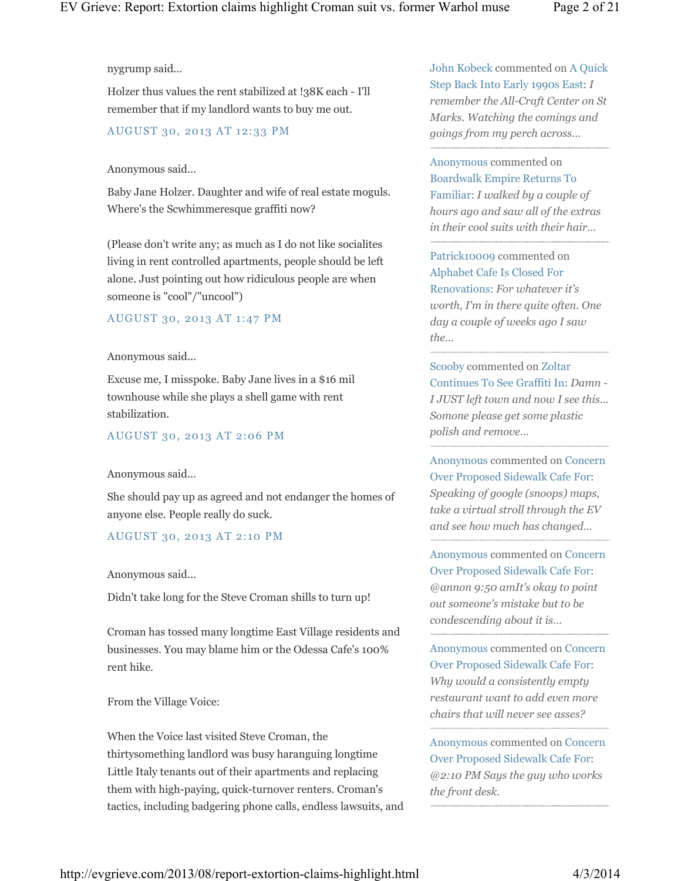nygrump said...

Holzer thus values the rent stabilized at !38K each - I'll remember that if my landlord wants to buy me out.

AUGUST 30, 2013 AT 12:33 PM

Anonymous said...

Baby Jane Holzer. Daughter and wife of real estate moguls. Where's the Scwhimmeresque graffiti now?

(Please don't write any; as much as I do not like socialites living in rent controlled apartments, people should be left alone. Just pointing out how ridiculous people are when someone is "cool"/"uncool")

AUGUST 30, 2013 AT 1:47 PM

Anonymous said...

Excuse me, I misspoke. Baby Jane lives in a $16 mil townhouse while she plays a shell game with rent stabilization.

AUGUST 30, 2013 AT 2:06 PM

Anonymous said...

She should pay up as agreed and not endanger the homes of anyone else. People really do suck.

AUGUST 30, 2013 AT 2:10 PM

Anonymous said...

Didn't take long for the Steve Croman shills to turn up!

Croman has tossed many longtime East Village residents and businesses. You may blame him or the Odessa Cafe's 100% rent hike.

From the Village Voice:

When the Voice last visited Steve Croman, the thirtysomething landlord was busy haranguing longtime Little Italy tenants out of their apartments and replacing them with high-paying, quick-turnover renters. Croman's tactics, including badgering phone calls, endless lawsuits, and

John Kobeck commented on A Quick Step Back Into Early 1990s East: *I remember the All-Craft Center on St Marks. Watching the comings and goings from my perch across...*

Anonymous commented on Boardwalk Empire Returns To Familiar: *I walked by a couple of hours ago and saw all of the extras in their cool suits with their hair...*

Patrick10009 commented on Alphabet Cafe Is Closed For Renovations: *For whatever it's worth, I'm in there quite often. One day a couple of weeks ago I saw the...*

Scooby commented on Zoltar Continues To See Graffiti In: *Damn - I JUST left town and now I see this... Somone please get some plastic polish and remove...*

Anonymous commented on Concern Over Proposed Sidewalk Cafe For: *Speaking of google (snoops) maps, take a virtual stroll through the EV and see how much has changed...*

Anonymous commented on Concern Over Proposed Sidewalk Cafe For: *@annon 9:50 amIt's okay to point out someone's mistake but to be condescending about it is...*

Anonymous commented on Concern Over Proposed Sidewalk Cafe For: *Why would a consistently empty restaurant want to add even more chairs that will never see asses?*

Anonymous commented on Concern Over Proposed Sidewalk Cafe For: *@2:10 PM Says the guy who works the front desk.*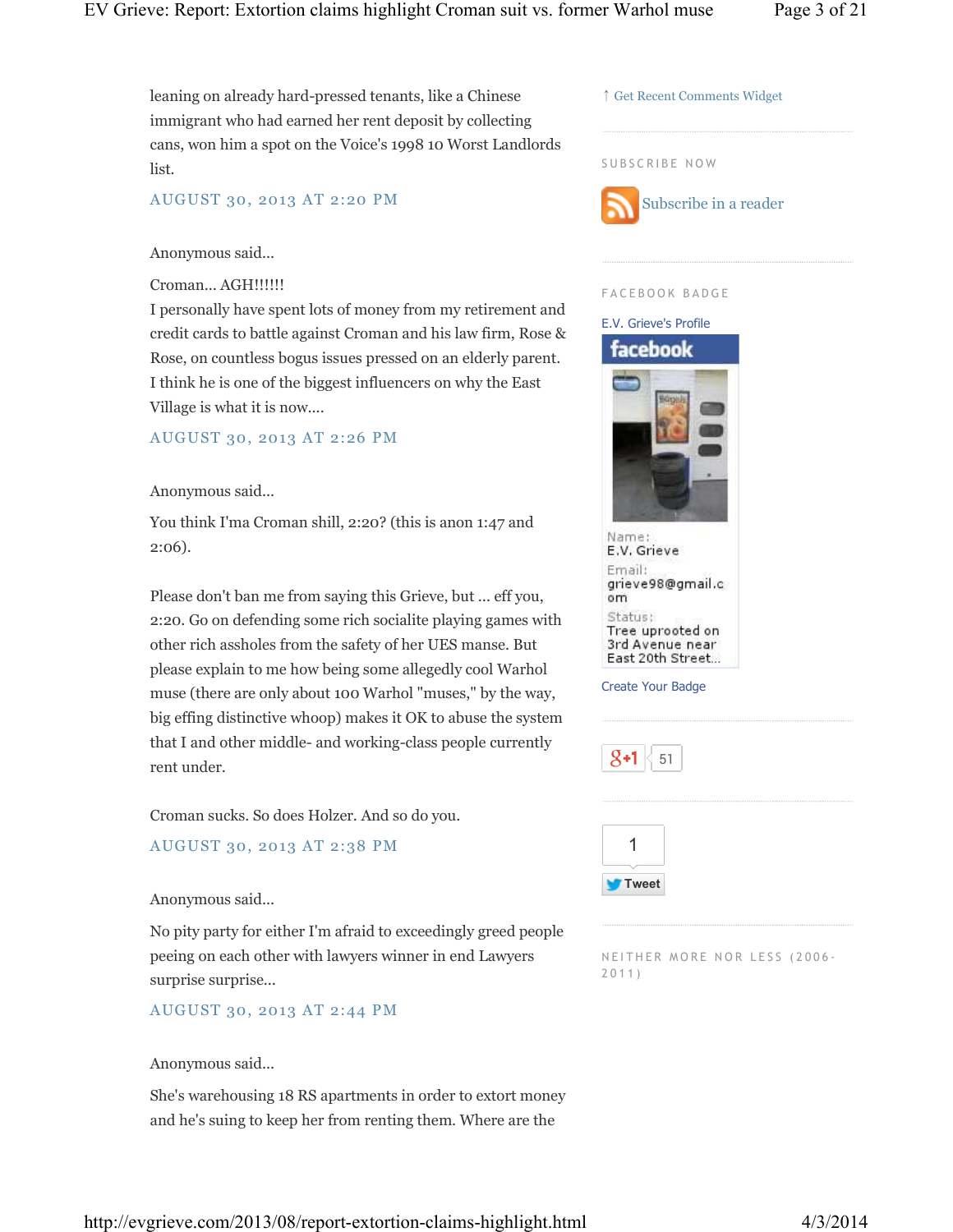leaning on already hard-pressed tenants, like a Chinese immigrant who had earned her rent deposit by collecting cans, won him a spot on the Voice's 1998 10 Worst Landlords list.

AUGUST 30, 2013 AT 2:20 PM

Anonymous said...

Croman... AGH!!!!!!
I personally have spent lots of money from my retirement and credit cards to battle against Croman and his law firm, Rose & Rose, on countless bogus issues pressed on an elderly parent. I think he is one of the biggest influencers on why the East Village is what it is now....

AUGUST 30, 2013 AT 2:26 PM

Anonymous said...

You think I'ma Croman shill, 2:20? (this is anon 1:47 and 2:06).

Please don't ban me from saying this Grieve, but ... eff you, 2:20. Go on defending some rich socialite playing games with other rich assholes from the safety of her UES manse. But please explain to me how being some allegedly cool Warhol muse (there are only about 100 Warhol "muses," by the way, big effing distinctive whoop) makes it OK to abuse the system that I and other middle- and working-class people currently rent under.

Croman sucks. So does Holzer. And so do you.

AUGUST 30, 2013 AT 2:38 PM

Anonymous said...

No pity party for either I'm afraid to exceedingly greed people peeing on each other with lawyers winner in end Lawyers surprise surprise...

AUGUST 30, 2013 AT 2:44 PM

Anonymous said...

She's warehousing 18 RS apartments in order to extort money and he's suing to keep her from renting them. Where are the

↑ Get Recent Comments Widget

SUBSCRIBE NOW

Subscribe in a reader

FACEBOOK BADGE

E.V. Grieve's Profile

facebook

Name:
E.V. Grieve

Email:
grieve98@gmail.com

Status:
Tree uprooted on 3rd Avenue near East 20th Street...

Create Your Badge

+1 51

1

Tweet

NEITHER MORE NOR LESS (2006-2011)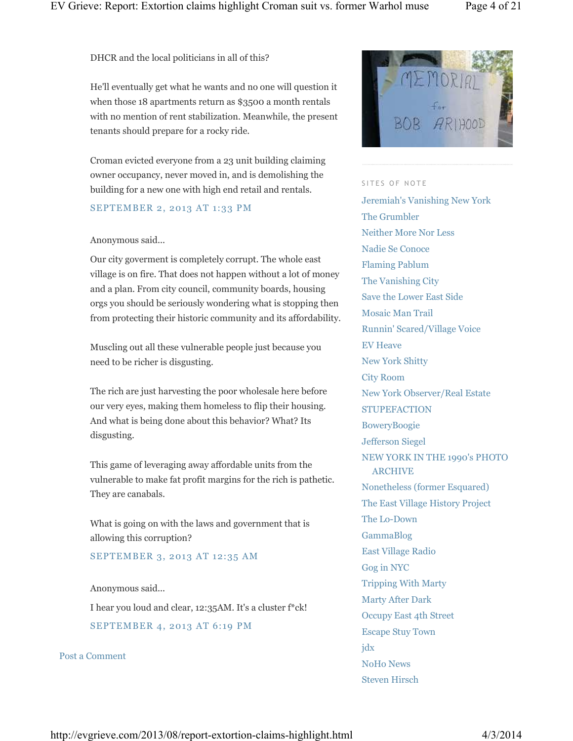DHCR and the local politicians in all of this?

He'll eventually get what he wants and no one will question it when those 18 apartments return as $3500 a month rentals with no mention of rent stabilization. Meanwhile, the present tenants should prepare for a rocky ride.

Croman evicted everyone from a 23 unit building claiming owner occupancy, never moved in, and is demolishing the building for a new one with high end retail and rentals.

SEPTEMBER 2, 2013 AT 1:33 PM

Anonymous said...

Our city goverment is completely corrupt. The whole east village is on fire. That does not happen without a lot of money and a plan. From city council, community boards, housing orgs you should be seriously wondering what is stopping then from protecting their historic community and its affordability.

Muscling out all these vulnerable people just because you need to be richer is disgusting.

The rich are just harvesting the poor wholesale here before our very eyes, making them homeless to flip their housing. And what is being done about this behavior? What? Its disgusting.

This game of leveraging away affordable units from the vulnerable to make fat profit margins for the rich is pathetic. They are canabals.

What is going on with the laws and government that is allowing this corruption?

SEPTEMBER 3, 2013 AT 12:35 AM

Anonymous said...

I hear you loud and clear, 12:35AM. It's a cluster f*ck!

SEPTEMBER 4, 2013 AT 6:19 PM

Post a Comment

MEMORIAL for BOB ARIHOOD

SITES OF NOTE

- Jeremiah's Vanishing New York
- The Grumbler
- Neither More Nor Less
- Nadie Se Conoce
- Flaming Pablum
- The Vanishing City
- Save the Lower East Side
- Mosaic Man Trail
- Runnin' Scared/Village Voice
- EV Heave
- New York Shitty
- City Room
- New York Observer/Real Estate
- STUPEFACTION
- BoweryBoogie
- Jefferson Siegel
- NEW YORK IN THE 1990's PHOTO ARCHIVE
- Nonetheless (former Esquared)
- The East Village History Project
- The Lo-Down
- GammaBlog
- East Village Radio
- Gog in NYC
- Tripping With Marty
- Marty After Dark
- Occupy East 4th Street
- Escape Stuy Town
- jdx
- NoHo News
- Steven Hirsch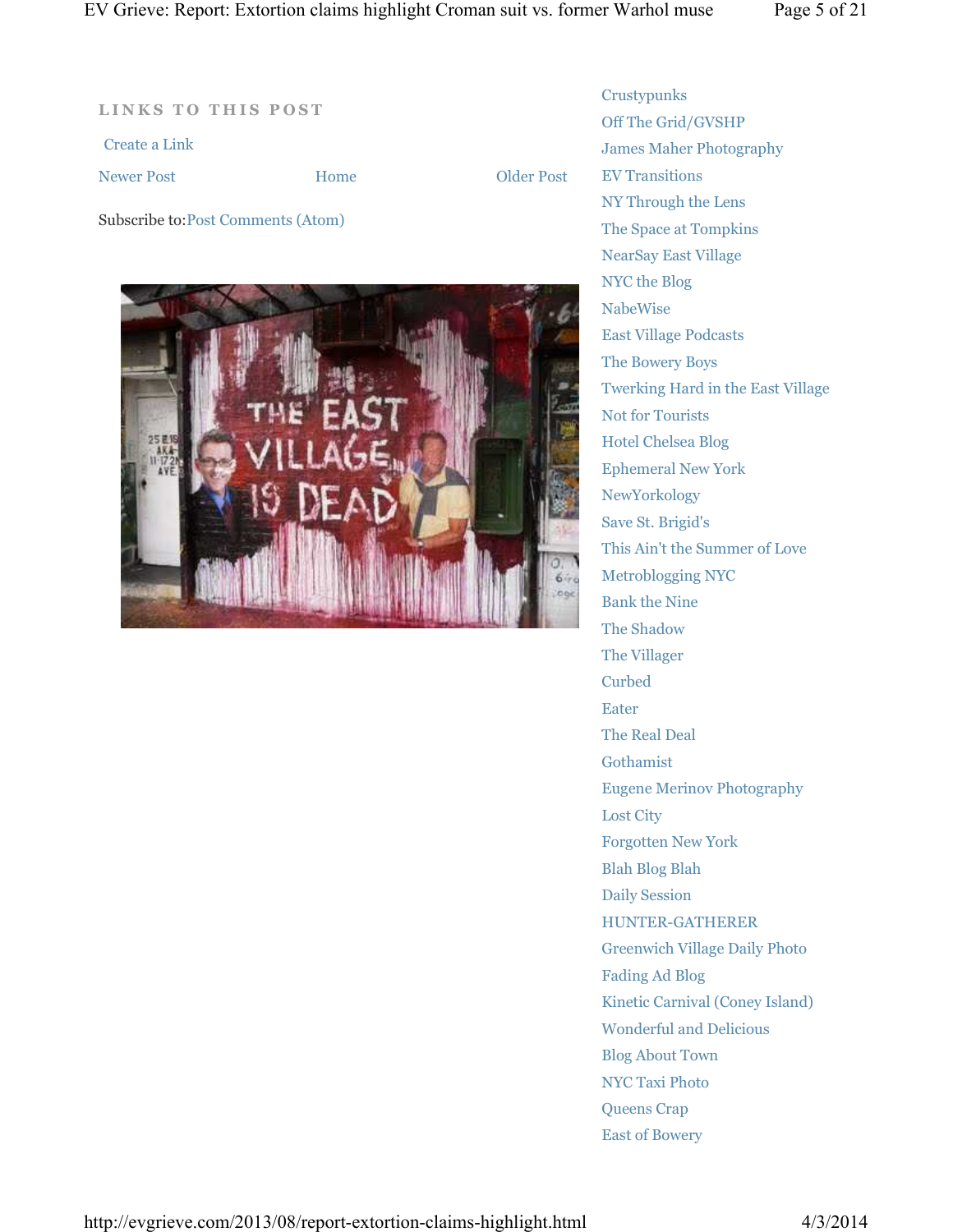## LINKS TO THIS POST

Create a Link

Newer Post Home Older Post

Subscribe to: Post Comments (Atom)

- Crustypunks
- Off The Grid/GVSHP
- James Maher Photography
- EV Transitions
- NY Through the Lens
- The Space at Tompkins
- NearSay East Village
- NYC the Blog
- NabeWise
- East Village Podcasts
- The Bowery Boys
- Twerking Hard in the East Village
- Not for Tourists
- Hotel Chelsea Blog
- Ephemeral New York
- NewYorkology
- Save St. Brigid's
- This Ain't the Summer of Love
- Metroblogging NYC
- Bank the Nine
- The Shadow
- The Villager
- Curbed
- Eater
- The Real Deal
- Gothamist
- Eugene Merinov Photography
- Lost City
- Forgotten New York
- Blah Blog Blah
- Daily Session
- HUNTER-GATHERER
- Greenwich Village Daily Photo
- Fading Ad Blog
- Kinetic Carnival (Coney Island)
- Wonderful and Delicious
- Blog About Town
- NYC Taxi Photo
- Queens Crap
- East of Bowery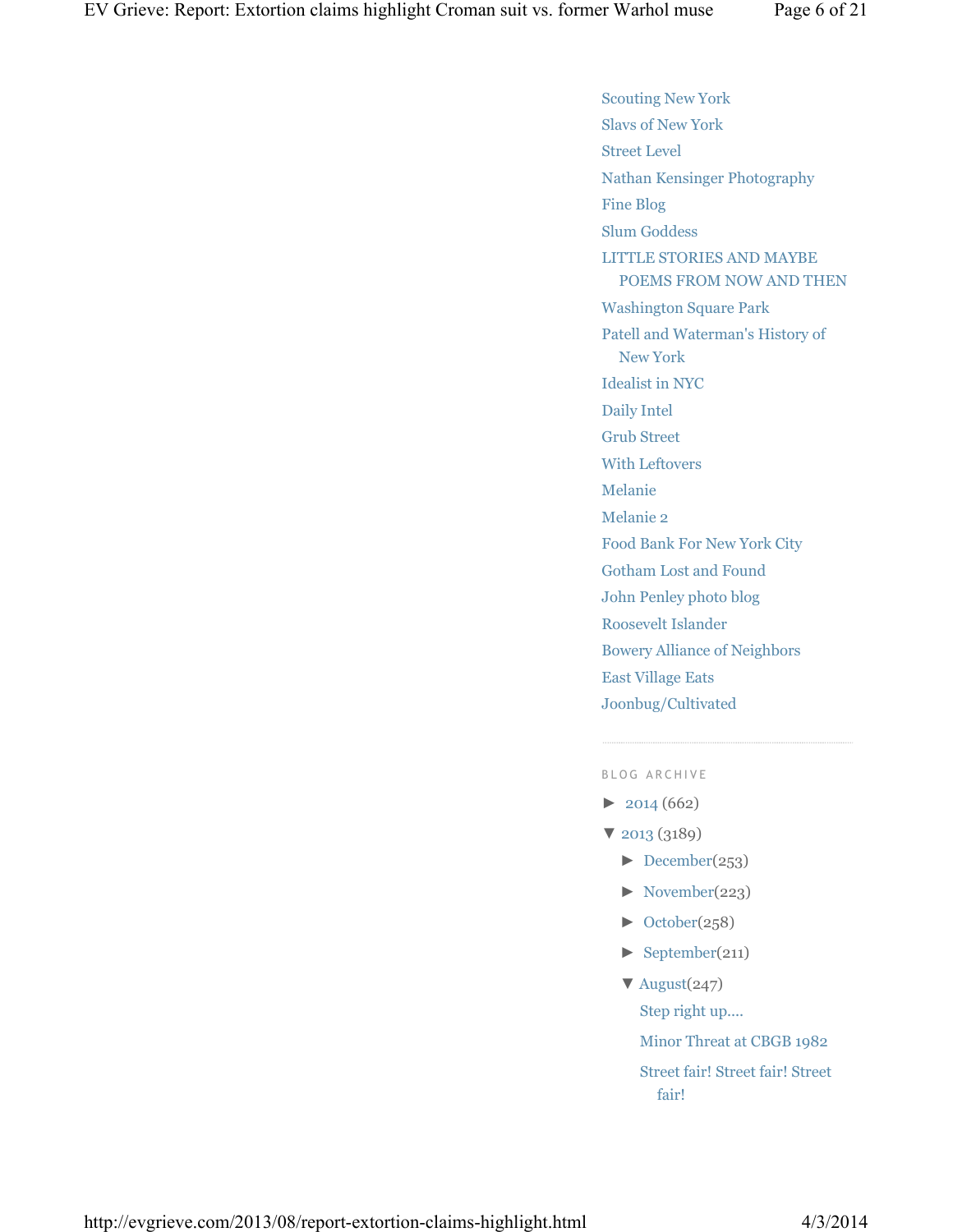- Scouting New York
- Slavs of New York
- Street Level
- Nathan Kensinger Photography
- Fine Blog
- Slum Goddess
- LITTLE STORIES AND MAYBE POEMS FROM NOW AND THEN
- Washington Square Park
- Patell and Waterman's History of New York
- Idealist in NYC
- Daily Intel
- Grub Street
- With Leftovers
- Melanie
- Melanie 2
- Food Bank For New York City
- Gotham Lost and Found
- John Penley photo blog
- Roosevelt Islander
- Bowery Alliance of Neighbors
- East Village Eats
- Joonbug/Cultivated

## BLOG ARCHIVE

- ► 2014 (662)
- ▼ 2013 (3189)
  - ► December(253)
  - ► November(223)
  - ► October(258)
  - ► September(211)
  - ▼ August(247)
    - Step right up....
    - Minor Threat at CBGB 1982
    - Street fair! Street fair! Street fair!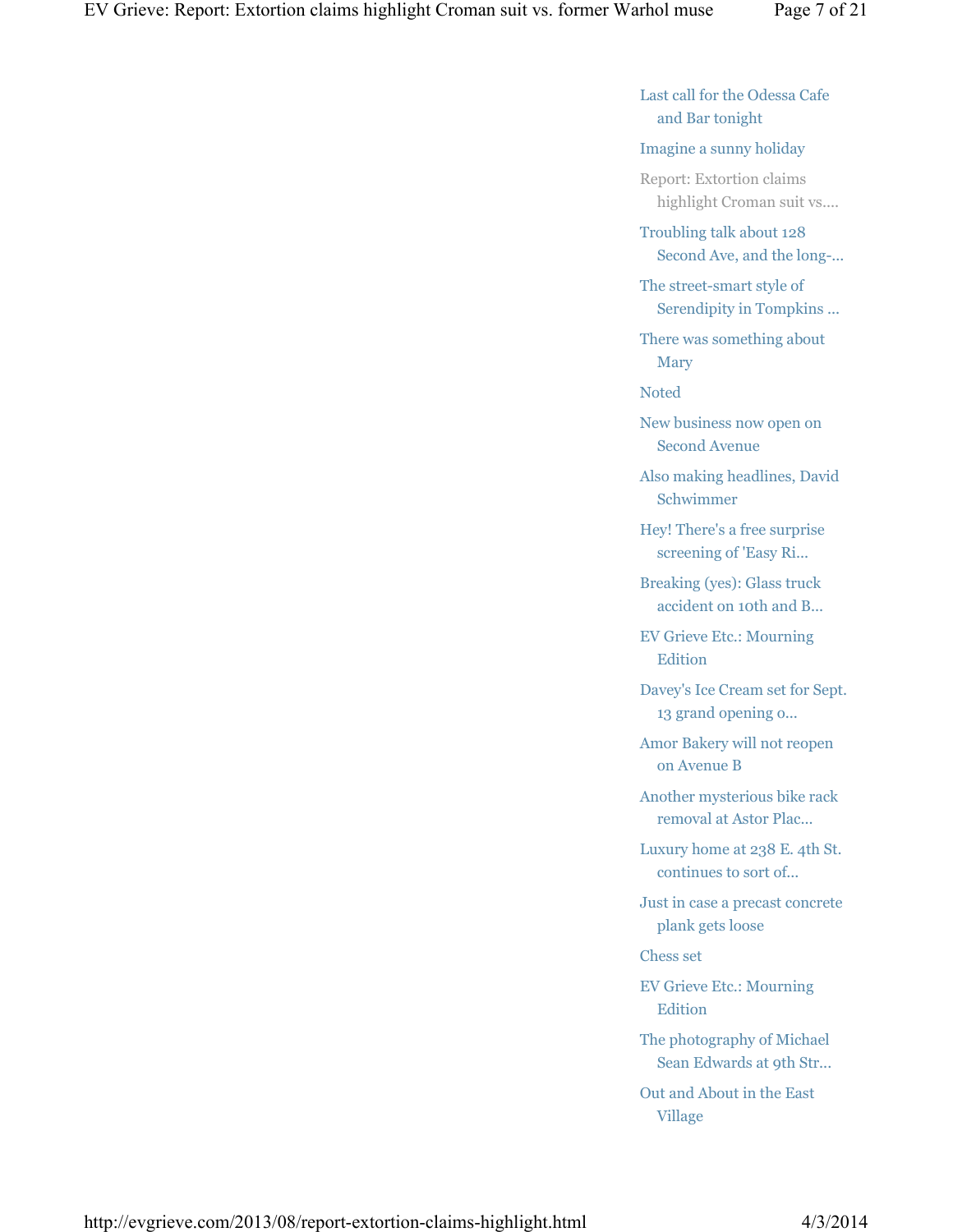- Last call for the Odessa Cafe and Bar tonight
- Imagine a sunny holiday
- Report: Extortion claims highlight Croman suit vs....
- Troubling talk about 128 Second Ave, and the long-...
- The street-smart style of Serendipity in Tompkins ...
- There was something about Mary
- Noted
- New business now open on Second Avenue
- Also making headlines, David Schwimmer
- Hey! There's a free surprise screening of 'Easy Ri...
- Breaking (yes): Glass truck accident on 10th and B...
- EV Grieve Etc.: Mourning Edition
- Davey's Ice Cream set for Sept. 13 grand opening o...
- Amor Bakery will not reopen on Avenue B
- Another mysterious bike rack removal at Astor Plac...
- Luxury home at 238 E. 4th St. continues to sort of...
- Just in case a precast concrete plank gets loose
- Chess set
- EV Grieve Etc.: Mourning Edition
- The photography of Michael Sean Edwards at 9th Str...
- Out and About in the East Village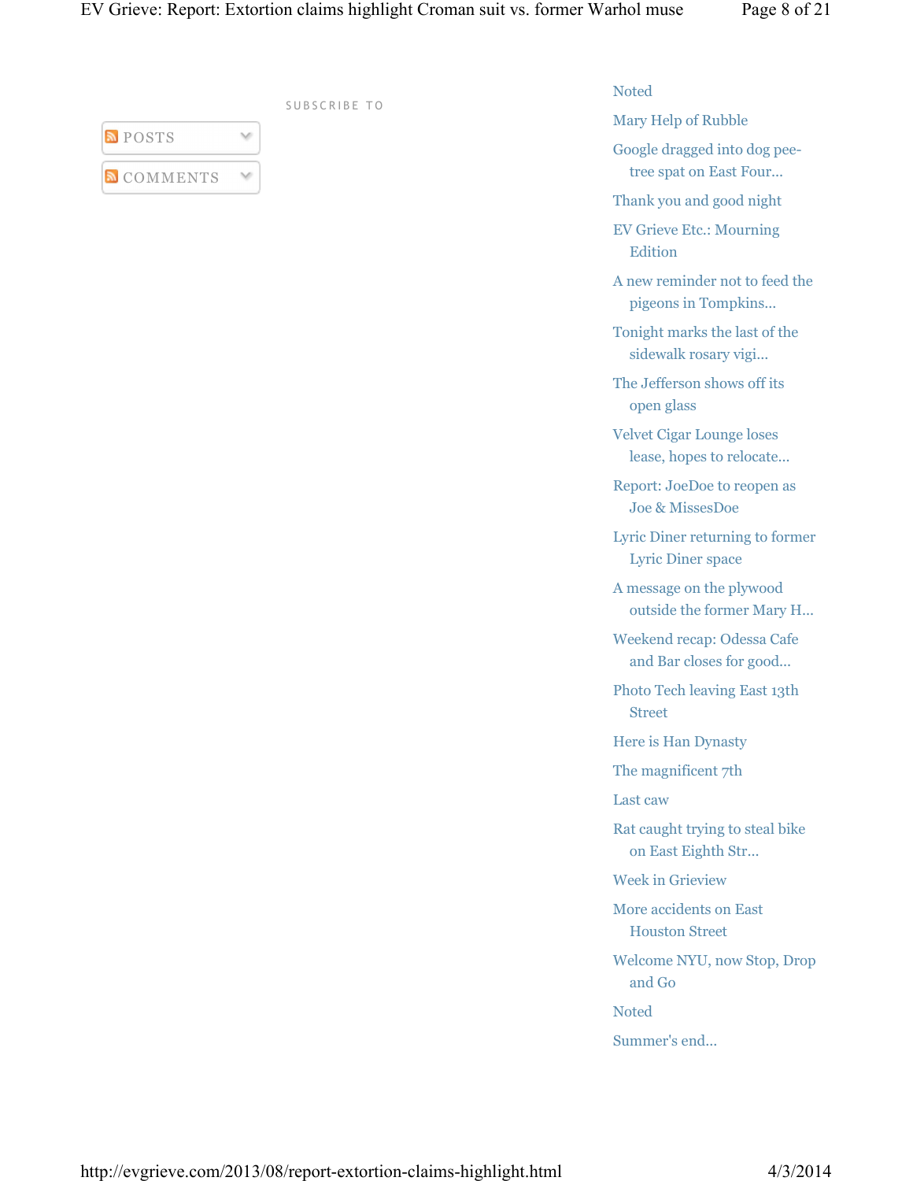SUBSCRIBE TO

POSTS

COMMENTS

- Noted
- Mary Help of Rubble
- Google dragged into dog pee-tree spat on East Four...
- Thank you and good night
- EV Grieve Etc.: Mourning Edition
- A new reminder not to feed the pigeons in Tompkins...
- Tonight marks the last of the sidewalk rosary vigi...
- The Jefferson shows off its open glass
- Velvet Cigar Lounge loses lease, hopes to relocate...
- Report: JoeDoe to reopen as Joe & MissesDoe
- Lyric Diner returning to former Lyric Diner space
- A message on the plywood outside the former Mary H...
- Weekend recap: Odessa Cafe and Bar closes for good...
- Photo Tech leaving East 13th Street
- Here is Han Dynasty
- The magnificent 7th
- Last caw
- Rat caught trying to steal bike on East Eighth Str...
- Week in Grieview
- More accidents on East Houston Street
- Welcome NYU, now Stop, Drop and Go
- Noted
- Summer's end...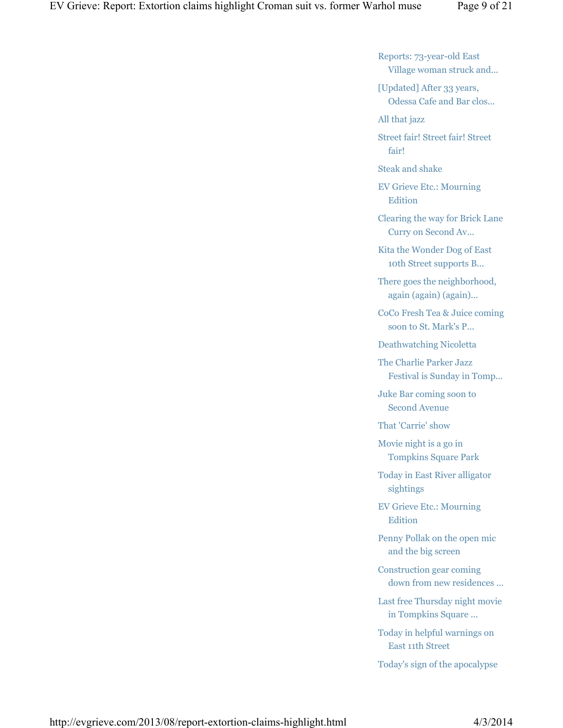- Reports: 73-year-old East Village woman struck and...
- [Updated] After 33 years, Odessa Cafe and Bar clos...
- All that jazz
- Street fair! Street fair! Street fair!
- Steak and shake
- EV Grieve Etc.: Mourning Edition
- Clearing the way for Brick Lane Curry on Second Av...
- Kita the Wonder Dog of East 10th Street supports B...
- There goes the neighborhood, again (again) (again)...
- CoCo Fresh Tea & Juice coming soon to St. Mark's P...
- Deathwatching Nicoletta
- The Charlie Parker Jazz Festival is Sunday in Tomp...
- Juke Bar coming soon to Second Avenue
- That 'Carrie' show
- Movie night is a go in Tompkins Square Park
- Today in East River alligator sightings
- EV Grieve Etc.: Mourning Edition
- Penny Pollak on the open mic and the big screen
- Construction gear coming down from new residences ...
- Last free Thursday night movie in Tompkins Square ...
- Today in helpful warnings on East 11th Street
- Today's sign of the apocalypse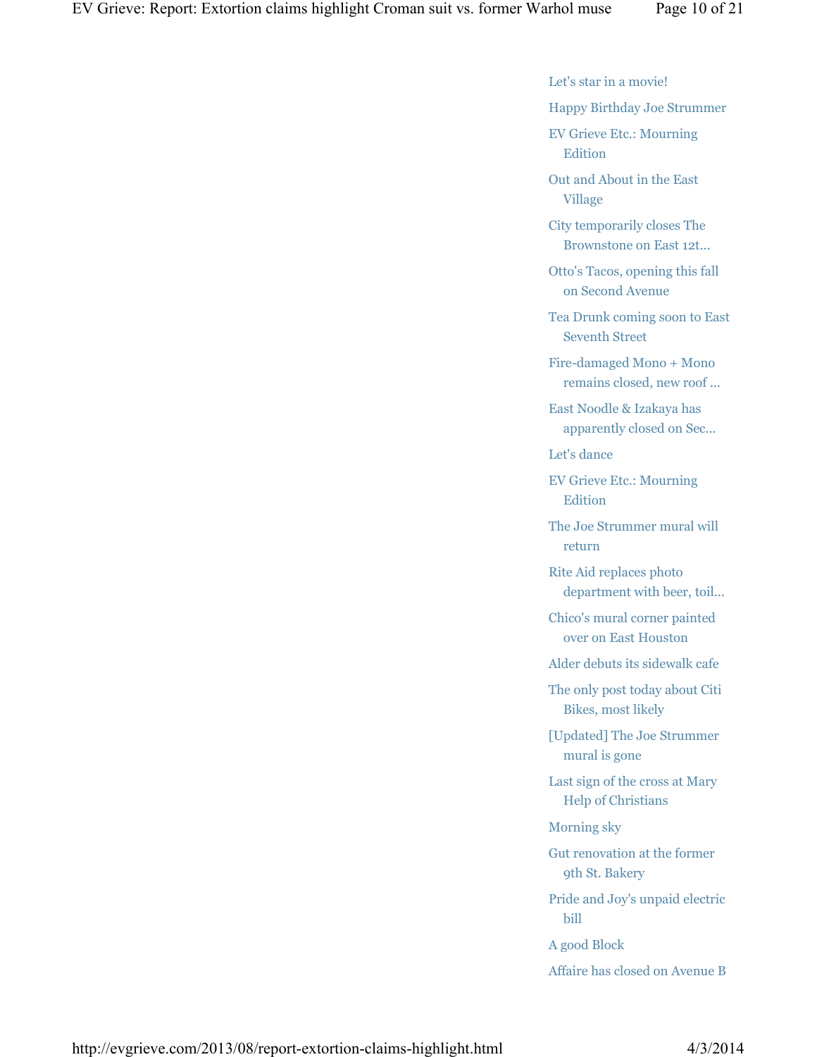- Let's star in a movie!
- Happy Birthday Joe Strummer
- EV Grieve Etc.: Mourning Edition
- Out and About in the East Village
- City temporarily closes The Brownstone on East 12t...
- Otto's Tacos, opening this fall on Second Avenue
- Tea Drunk coming soon to East Seventh Street
- Fire-damaged Mono + Mono remains closed, new roof ...
- East Noodle & Izakaya has apparently closed on Sec...
- Let's dance
- EV Grieve Etc.: Mourning Edition
- The Joe Strummer mural will return
- Rite Aid replaces photo department with beer, toil...
- Chico's mural corner painted over on East Houston
- Alder debuts its sidewalk cafe
- The only post today about Citi Bikes, most likely
- [Updated] The Joe Strummer mural is gone
- Last sign of the cross at Mary Help of Christians
- Morning sky
- Gut renovation at the former 9th St. Bakery
- Pride and Joy's unpaid electric bill
- A good Block
- Affaire has closed on Avenue B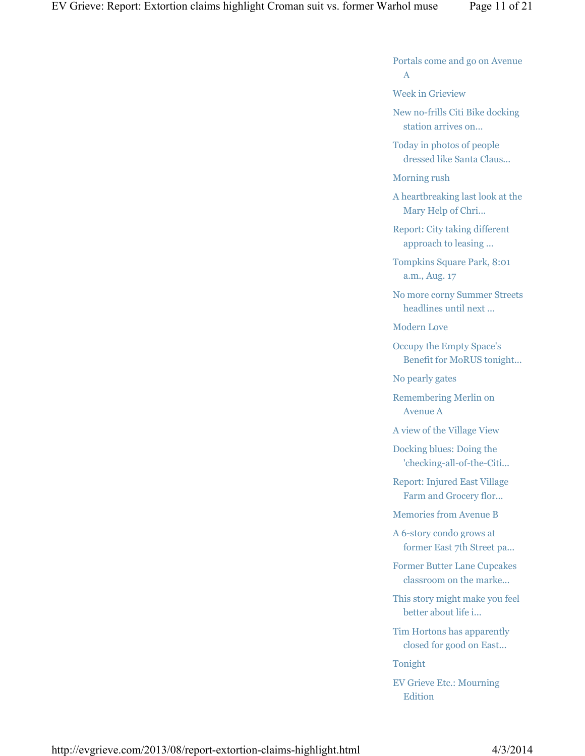- Portals come and go on Avenue A
- Week in Grieview
- New no-frills Citi Bike docking station arrives on...
- Today in photos of people dressed like Santa Claus...
- Morning rush
- A heartbreaking last look at the Mary Help of Chri...
- Report: City taking different approach to leasing ...
- Tompkins Square Park, 8:01 a.m., Aug. 17
- No more corny Summer Streets headlines until next ...
- Modern Love
- Occupy the Empty Space's Benefit for MoRUS tonight...
- No pearly gates
- Remembering Merlin on Avenue A
- A view of the Village View
- Docking blues: Doing the 'checking-all-of-the-Citi...
- Report: Injured East Village Farm and Grocery flor...
- Memories from Avenue B
- A 6-story condo grows at former East 7th Street pa...
- Former Butter Lane Cupcakes classroom on the marke...
- This story might make you feel better about life i...
- Tim Hortons has apparently closed for good on East...
- Tonight
- EV Grieve Etc.: Mourning Edition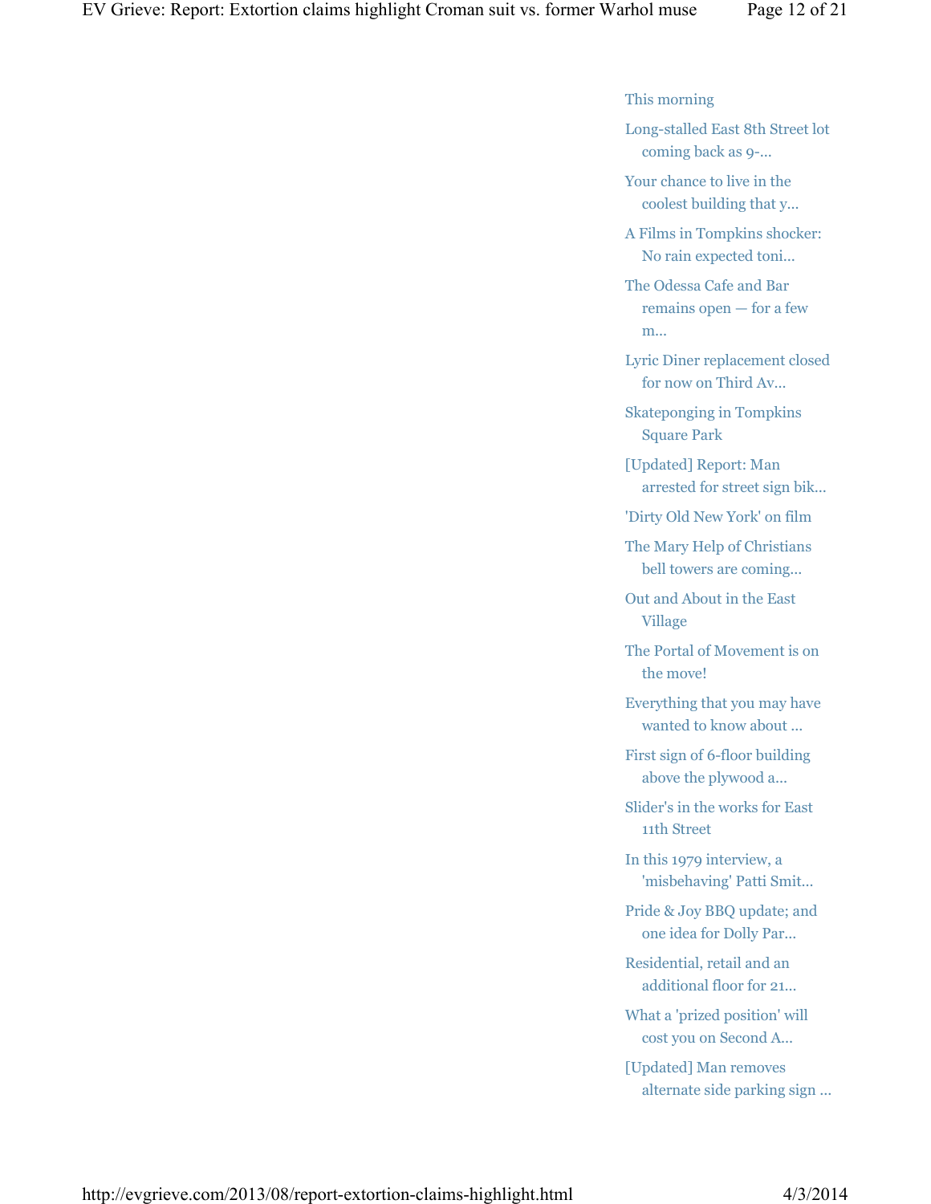- This morning
- Long-stalled East 8th Street lot coming back as 9-...
- Your chance to live in the coolest building that y...
- A Films in Tompkins shocker: No rain expected toni...
- The Odessa Cafe and Bar remains open — for a few m...
- Lyric Diner replacement closed for now on Third Av...
- Skateponging in Tompkins Square Park
- [Updated] Report: Man arrested for street sign bik...
- 'Dirty Old New York' on film
- The Mary Help of Christians bell towers are coming...
- Out and About in the East Village
- The Portal of Movement is on the move!
- Everything that you may have wanted to know about ...
- First sign of 6-floor building above the plywood a...
- Slider's in the works for East 11th Street
- In this 1979 interview, a 'misbehaving' Patti Smit...
- Pride & Joy BBQ update; and one idea for Dolly Par...
- Residential, retail and an additional floor for 21...
- What a 'prized position' will cost you on Second A...
- [Updated] Man removes alternate side parking sign ...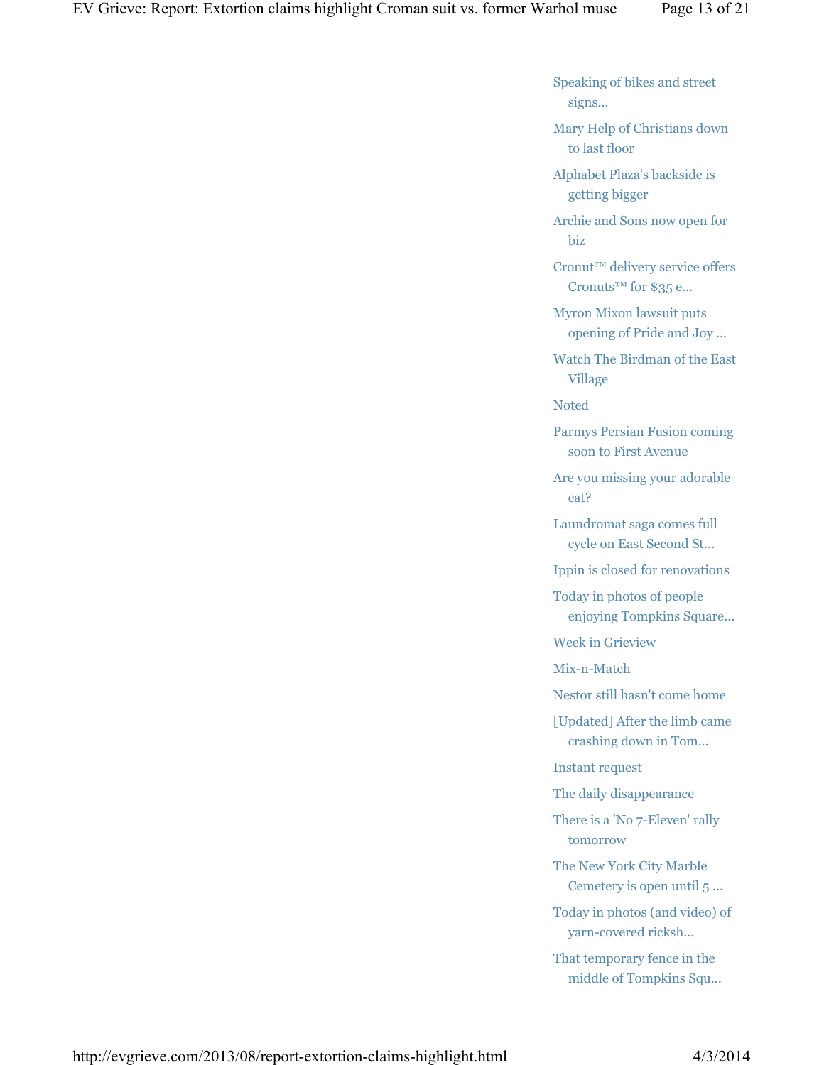- Speaking of bikes and street signs...
- Mary Help of Christians down to last floor
- Alphabet Plaza's backside is getting bigger
- Archie and Sons now open for biz
- Cronut™ delivery service offers Cronuts™ for $35 e...
- Myron Mixon lawsuit puts opening of Pride and Joy ...
- Watch The Birdman of the East Village
- Noted
- Parmys Persian Fusion coming soon to First Avenue
- Are you missing your adorable cat?
- Laundromat saga comes full cycle on East Second St...
- Ippin is closed for renovations
- Today in photos of people enjoying Tompkins Square...
- Week in Grieview
- Mix-n-Match
- Nestor still hasn't come home
- [Updated] After the limb came crashing down in Tom...
- Instant request
- The daily disappearance
- There is a 'No 7-Eleven' rally tomorrow
- The New York City Marble Cemetery is open until 5 ...
- Today in photos (and video) of yarn-covered ricksh...
- That temporary fence in the middle of Tompkins Squ...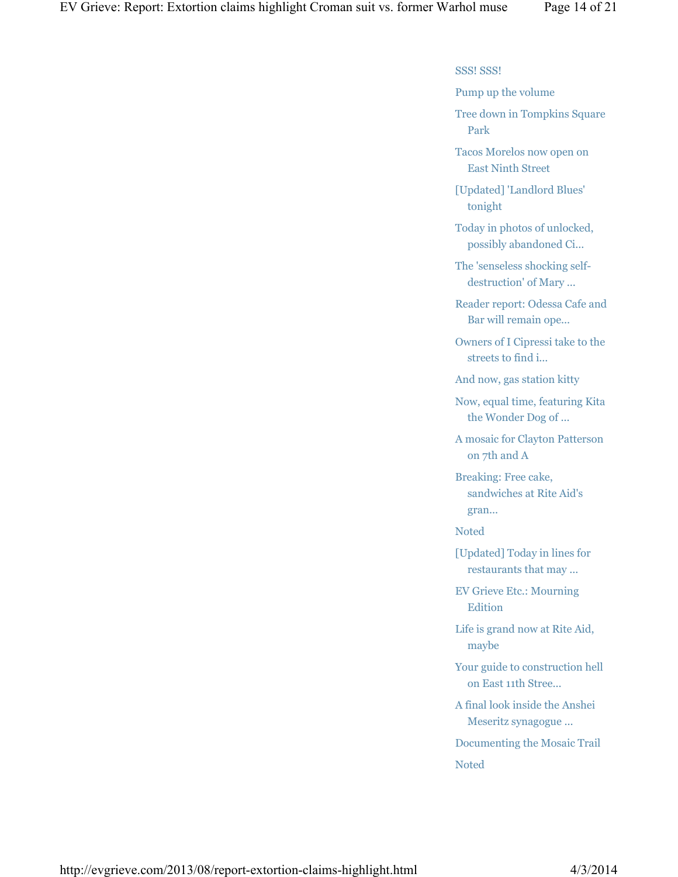- SSS! SSS!
- Pump up the volume
- Tree down in Tompkins Square Park
- Tacos Morelos now open on East Ninth Street
- [Updated] 'Landlord Blues' tonight
- Today in photos of unlocked, possibly abandoned Ci...
- The 'senseless shocking self-destruction' of Mary ...
- Reader report: Odessa Cafe and Bar will remain ope...
- Owners of I Cipressi take to the streets to find i...
- And now, gas station kitty
- Now, equal time, featuring Kita the Wonder Dog of ...
- A mosaic for Clayton Patterson on 7th and A
- Breaking: Free cake, sandwiches at Rite Aid's gran...
- Noted
- [Updated] Today in lines for restaurants that may ...
- EV Grieve Etc.: Mourning Edition
- Life is grand now at Rite Aid, maybe
- Your guide to construction hell on East 11th Stree...
- A final look inside the Anshei Meseritz synagogue ...
- Documenting the Mosaic Trail
- Noted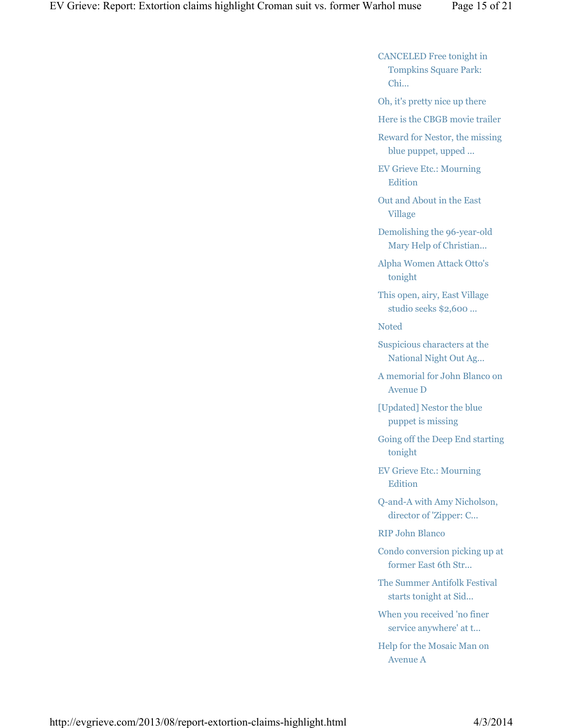- CANCELED Free tonight in Tompkins Square Park: Chi...
- Oh, it's pretty nice up there
- Here is the CBGB movie trailer
- Reward for Nestor, the missing blue puppet, upped ...
- EV Grieve Etc.: Mourning Edition
- Out and About in the East Village
- Demolishing the 96-year-old Mary Help of Christian...
- Alpha Women Attack Otto's tonight
- This open, airy, East Village studio seeks $2,600 ...
- Noted
- Suspicious characters at the National Night Out Ag...
- A memorial for John Blanco on Avenue D
- [Updated] Nestor the blue puppet is missing
- Going off the Deep End starting tonight
- EV Grieve Etc.: Mourning Edition
- Q-and-A with Amy Nicholson, director of 'Zipper: C...
- RIP John Blanco
- Condo conversion picking up at former East 6th Str...
- The Summer Antifolk Festival starts tonight at Sid...
- When you received 'no finer service anywhere' at t...
- Help for the Mosaic Man on Avenue A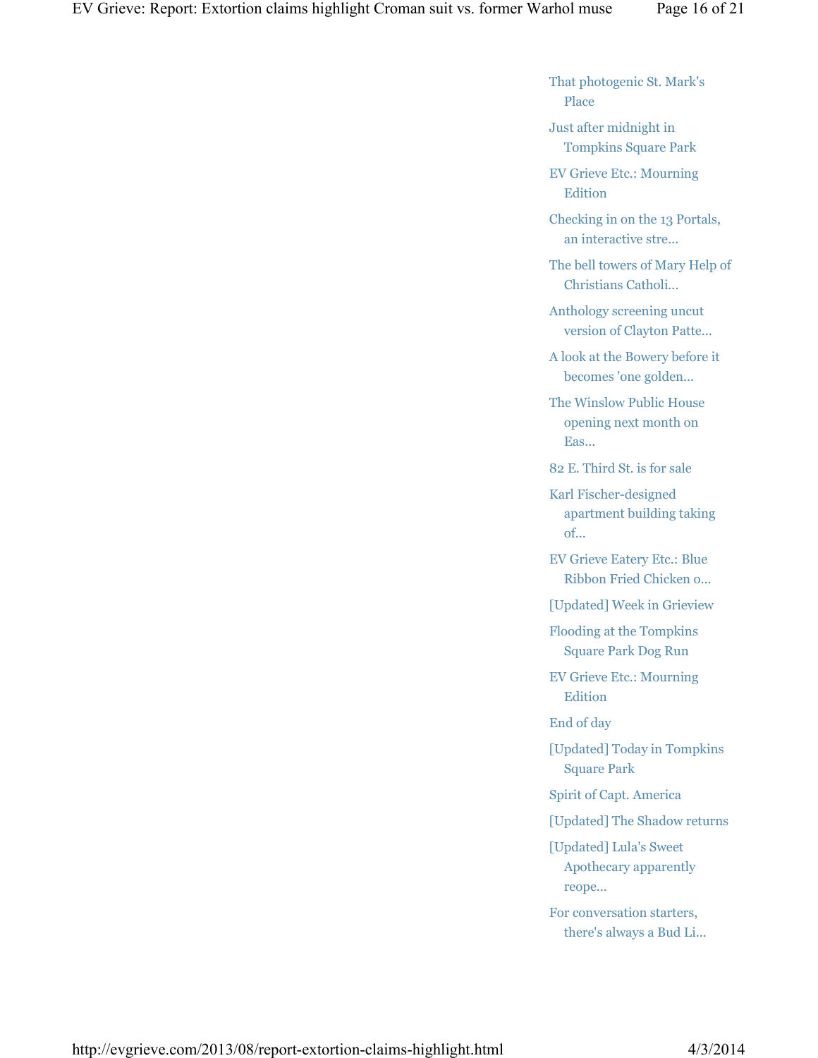- That photogenic St. Mark's Place
- Just after midnight in Tompkins Square Park
- EV Grieve Etc.: Mourning Edition
- Checking in on the 13 Portals, an interactive stre...
- The bell towers of Mary Help of Christians Catholi...
- Anthology screening uncut version of Clayton Patte...
- A look at the Bowery before it becomes 'one golden...
- The Winslow Public House opening next month on Eas...
- 82 E. Third St. is for sale
- Karl Fischer-designed apartment building taking of...
- EV Grieve Eatery Etc.: Blue Ribbon Fried Chicken o...
- [Updated] Week in Grieview
- Flooding at the Tompkins Square Park Dog Run
- EV Grieve Etc.: Mourning Edition
- End of day
- [Updated] Today in Tompkins Square Park
- Spirit of Capt. America
- [Updated] The Shadow returns
- [Updated] Lula's Sweet Apothecary apparently reope...
- For conversation starters, there's always a Bud Li...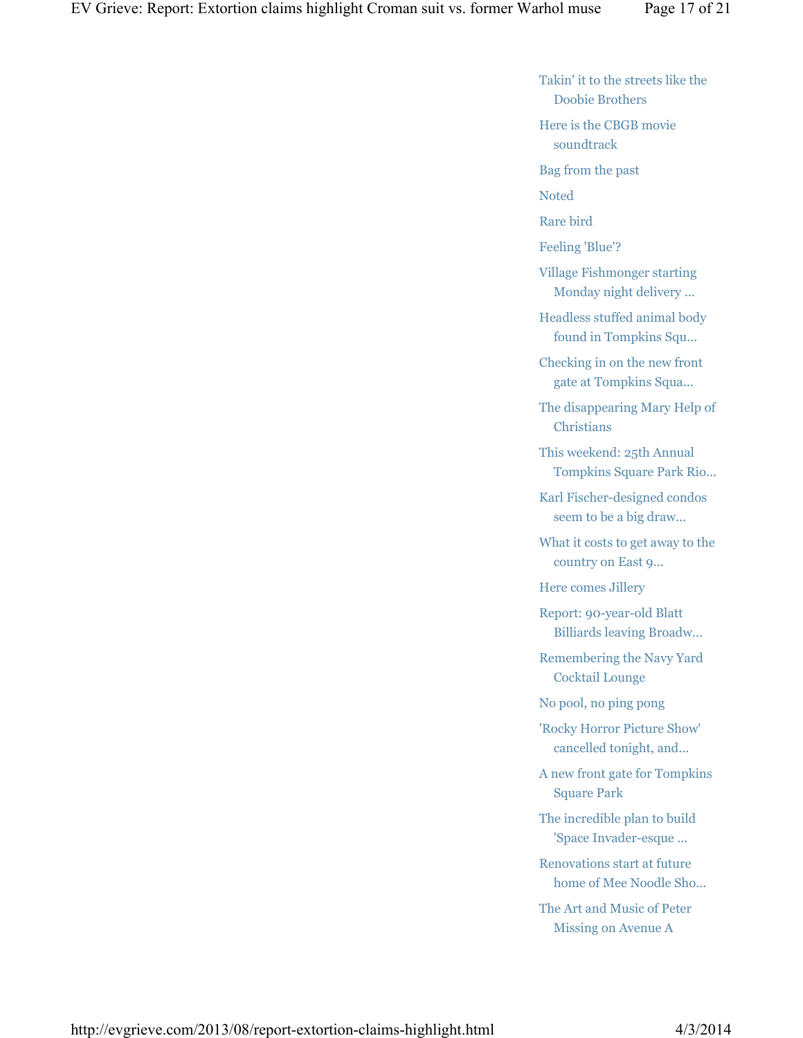- Takin' it to the streets like the Doobie Brothers
- Here is the CBGB movie soundtrack
- Bag from the past
- Noted
- Rare bird
- Feeling 'Blue'?
- Village Fishmonger starting Monday night delivery ...
- Headless stuffed animal body found in Tompkins Squ...
- Checking in on the new front gate at Tompkins Squa...
- The disappearing Mary Help of Christians
- This weekend: 25th Annual Tompkins Square Park Rio...
- Karl Fischer-designed condos seem to be a big draw...
- What it costs to get away to the country on East 9...
- Here comes Jillery
- Report: 90-year-old Blatt Billiards leaving Broadw...
- Remembering the Navy Yard Cocktail Lounge
- No pool, no ping pong
- 'Rocky Horror Picture Show' cancelled tonight, and...
- A new front gate for Tompkins Square Park
- The incredible plan to build 'Space Invader-esque ...
- Renovations start at future home of Mee Noodle Sho...
- The Art and Music of Peter Missing on Avenue A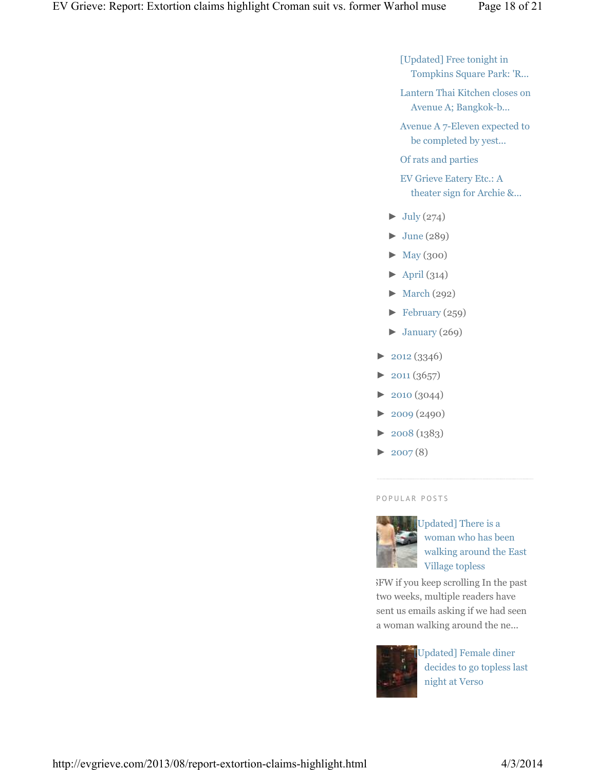- [Updated] Free tonight in Tompkins Square Park: 'R...
- Lantern Thai Kitchen closes on Avenue A; Bangkok-b...
- Avenue A 7-Eleven expected to be completed by yest...
- Of rats and parties
- EV Grieve Eatery Etc.: A theater sign for Archie &...

- ► July (274)
- ► June (289)
- ► May (300)
- ► April (314)
- ► March (292)
- ► February (259)
- ► January (269)

- ► 2012 (3346)
- ► 2011 (3657)
- ► 2010 (3044)
- ► 2009 (2490)
- ► 2008 (1383)
- ► 2007 (8)

POPULAR POSTS

[Updated] There is a woman who has been walking around the East Village topless

SFW if you keep scrolling In the past two weeks, multiple readers have sent us emails asking if we had seen a woman walking around the ne...

[Updated] Female diner decides to go topless last night at Verso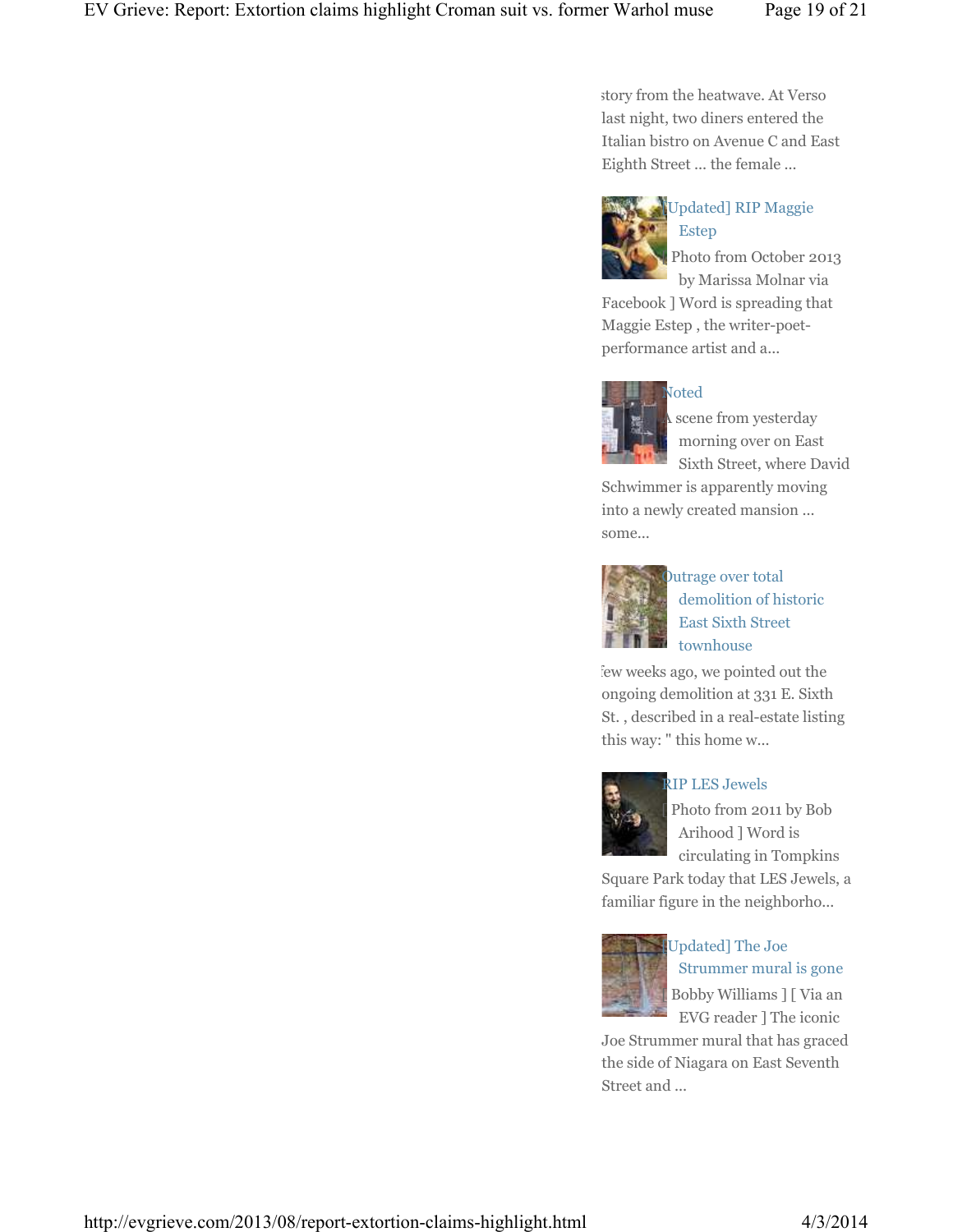story from the heatwave. At Verso last night, two diners entered the Italian bistro on Avenue C and East Eighth Street ... the female ...

[Updated] RIP Maggie Estep

[ Photo from October 2013 by Marissa Molnar via Facebook ] Word is spreading that Maggie Estep , the writer-poet-performance artist and a...

Noted

A scene from yesterday morning over on East Sixth Street, where David Schwimmer is apparently moving into a newly created mansion ... some...

Outrage over total demolition of historic East Sixth Street townhouse

A few weeks ago, we pointed out the ongoing demolition at 331 E. Sixth St. , described in a real-estate listing this way: " this home w...

RIP LES Jewels

[ Photo from 2011 by Bob Arihood ] Word is circulating in Tompkins Square Park today that LES Jewels, a familiar figure in the neighborho...

[Updated] The Joe Strummer mural is gone

[ Bobby Williams ] [ Via an EVG reader ] The iconic Joe Strummer mural that has graced the side of Niagara on East Seventh Street and ...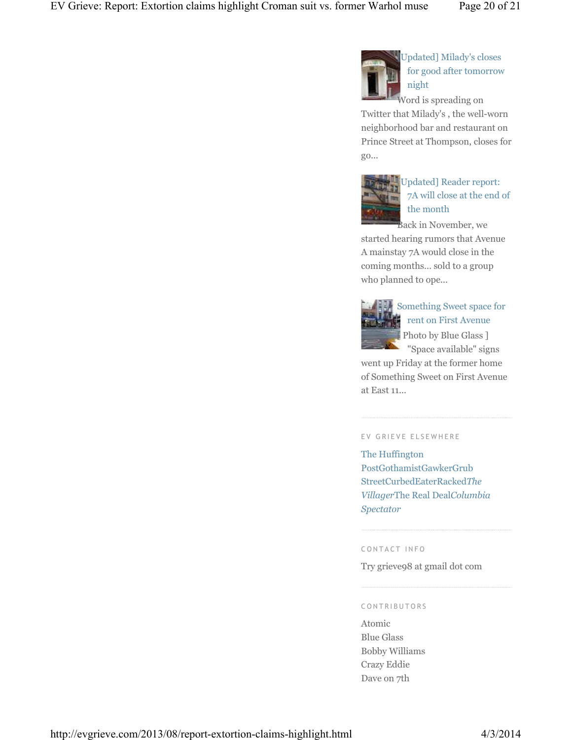[Updated] Milady's closes for good after tomorrow night

Word is spreading on Twitter that Milady's , the well-worn neighborhood bar and restaurant on Prince Street at Thompson, closes for go...

[Updated] Reader report: 7A will close at the end of the month

Back in November, we started hearing rumors that Avenue A mainstay 7A would close in the coming months... sold to a group who planned to ope...

Something Sweet space for rent on First Avenue

[ Photo by Blue Glass ] "Space available" signs went up Friday at the former home of Something Sweet on First Avenue at East 11...

## EV GRIEVE ELSEWHERE

The Huffington PostGothamistGawkerGrub StreetCurbedEaterRacked*The Villager*The Real Deal*Columbia Spectator*

## CONTACT INFO

Try grieve98 at gmail dot com

## CONTRIBUTORS

Atomic
Blue Glass
Bobby Williams
Crazy Eddie
Dave on 7th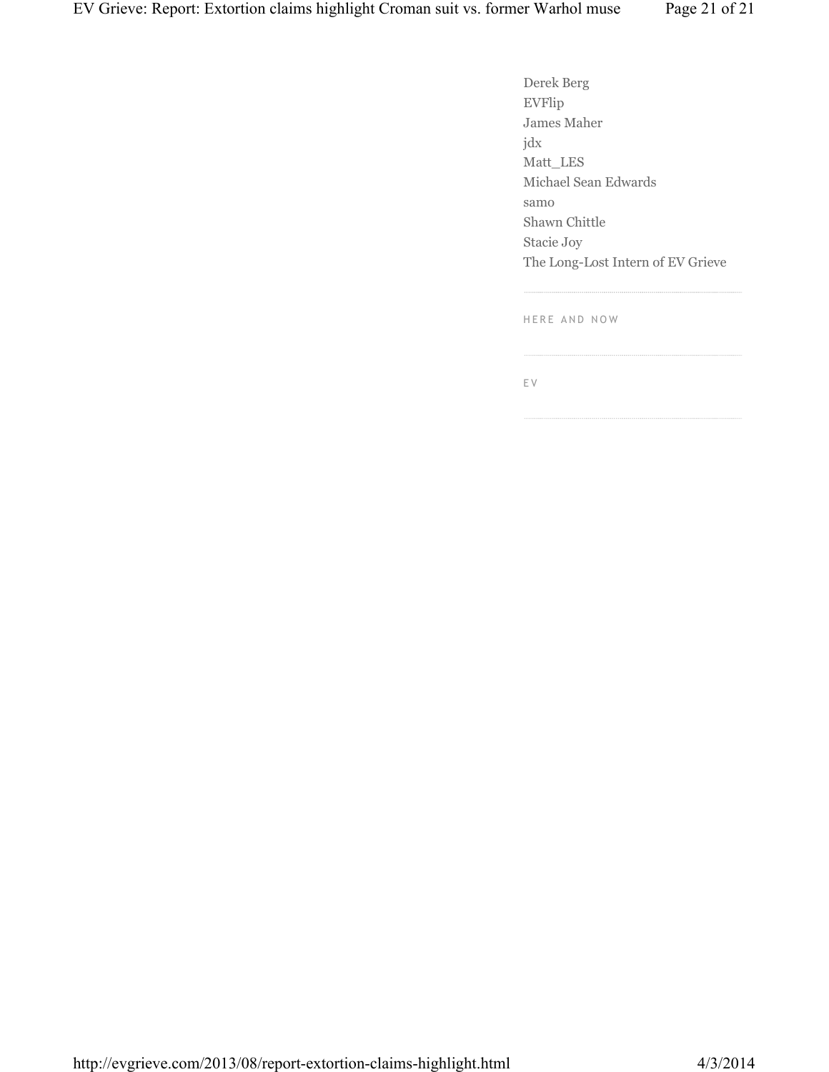Derek Berg
EVFlip
James Maher
jdx
Matt_LES
Michael Sean Edwards
samo
Shawn Chittle
Stacie Joy
The Long-Lost Intern of EV Grieve

HERE AND NOW

EV